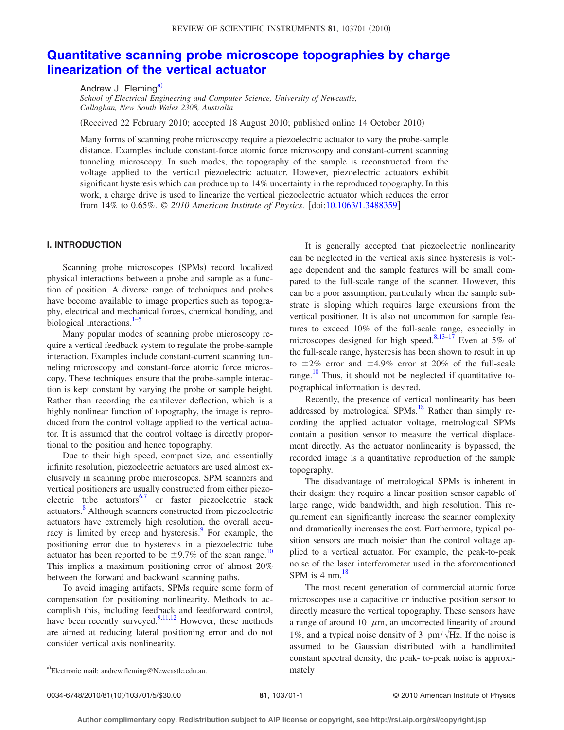# Quantitative scanning probe microscope topographies by charge linearization of the vertical actuator

Andrew J. Fleming[a]

*School of Electrical Engineering and Computer Science, University of Newcastle, Callaghan, New South Wales 2308, Australia*

(Received 22 February 2010; accepted 18 August 2010; published online 14 October 2010)

Many forms of scanning probe microscopy require a piezoelectric actuator to vary the probe-sample distance. Examples include constant-force atomic force microscopy and constant-current scanning tunneling microscopy. In such modes, the topography of the sample is reconstructed from the voltage applied to the vertical piezoelectric actuator. However, piezoelectric actuators exhibit significant hysteresis which can produce up to 14% uncertainty in the reproduced topography. In this work, a charge drive is used to linearize the vertical piezoelectric actuator which reduces the error from 14% to 0.65%. © *2010 American Institute of Physics.* [doi:10.1063/1.3488359]

## I. INTRODUCTION

Scanning probe microscopes (SPMs) record localized physical interactions between a probe and sample as a function of position. A diverse range of techniques and probes have become available to image properties such as topography, electrical and mechanical forces, chemical bonding, and biological interactions.[1–5]

Many popular modes of scanning probe microscopy require a vertical feedback system to regulate the probe-sample interaction. Examples include constant-current scanning tunneling microscopy and constant-force atomic force microscopy. These techniques ensure that the probe-sample interaction is kept constant by varying the probe or sample height. Rather than recording the cantilever deflection, which is a highly nonlinear function of topography, the image is reproduced from the control voltage applied to the vertical actuator. It is assumed that the control voltage is directly proportional to the position and hence topography.

Due to their high speed, compact size, and essentially infinite resolution, piezoelectric actuators are used almost exclusively in scanning probe microscopes. SPM scanners and vertical positioners are usually constructed from either piezoelectric tube actuators[6,7] or faster piezoelectric stack actuators.[8] Although scanners constructed from piezoelectric actuators have extremely high resolution, the overall accuracy is limited by creep and hysteresis.[9] For example, the positioning error due to hysteresis in a piezoelectric tube actuator has been reported to be ±9.7% of the scan range.[10] This implies a maximum positioning error of almost 20% between the forward and backward scanning paths.

To avoid imaging artifacts, SPMs require some form of compensation for positioning nonlinearity. Methods to accomplish this, including feedback and feedforward control, have been recently surveyed.[9,11,12] However, these methods are aimed at reducing lateral positioning error and do not consider vertical axis nonlinearity.

It is generally accepted that piezoelectric nonlinearity can be neglected in the vertical axis since hysteresis is voltage dependent and the sample features will be small compared to the full-scale range of the scanner. However, this can be a poor assumption, particularly when the sample substrate is sloping which requires large excursions from the vertical positioner. It is also not uncommon for sample features to exceed 10% of the full-scale range, especially in microscopes designed for high speed.[8,13–17] Even at 5% of the full-scale range, hysteresis has been shown to result in up to ±2% error and ±4.9% error at 20% of the full-scale range.[10] Thus, it should not be neglected if quantitative topographical information is desired.

Recently, the presence of vertical nonlinearity has been addressed by metrological SPMs.[18] Rather than simply recording the applied actuator voltage, metrological SPMs contain a position sensor to measure the vertical displacement directly. As the actuator nonlinearity is bypassed, the recorded image is a quantitative reproduction of the sample topography.

The disadvantage of metrological SPMs is inherent in their design; they require a linear position sensor capable of large range, wide bandwidth, and high resolution. This requirement can significantly increase the scanner complexity and dramatically increases the cost. Furthermore, typical position sensors are much noisier than the control voltage applied to a vertical actuator. For example, the peak-to-peak noise of the laser interferometer used in the aforementioned SPM is 4 nm.[18]

The most recent generation of commercial atomic force microscopes use a capacitive or inductive position sensor to directly measure the vertical topography. These sensors have a range of around 10 $\mu$m, an uncorrected linearity of around 1%, and a typical noise density of 3 pm/$\sqrt{\text{Hz}}$. If the noise is assumed to be Gaussian distributed with a bandlimited constant spectral density, the peak- to-peak noise is approximately

[a]Electronic mail: andrew.fleming@Newcastle.edu.au.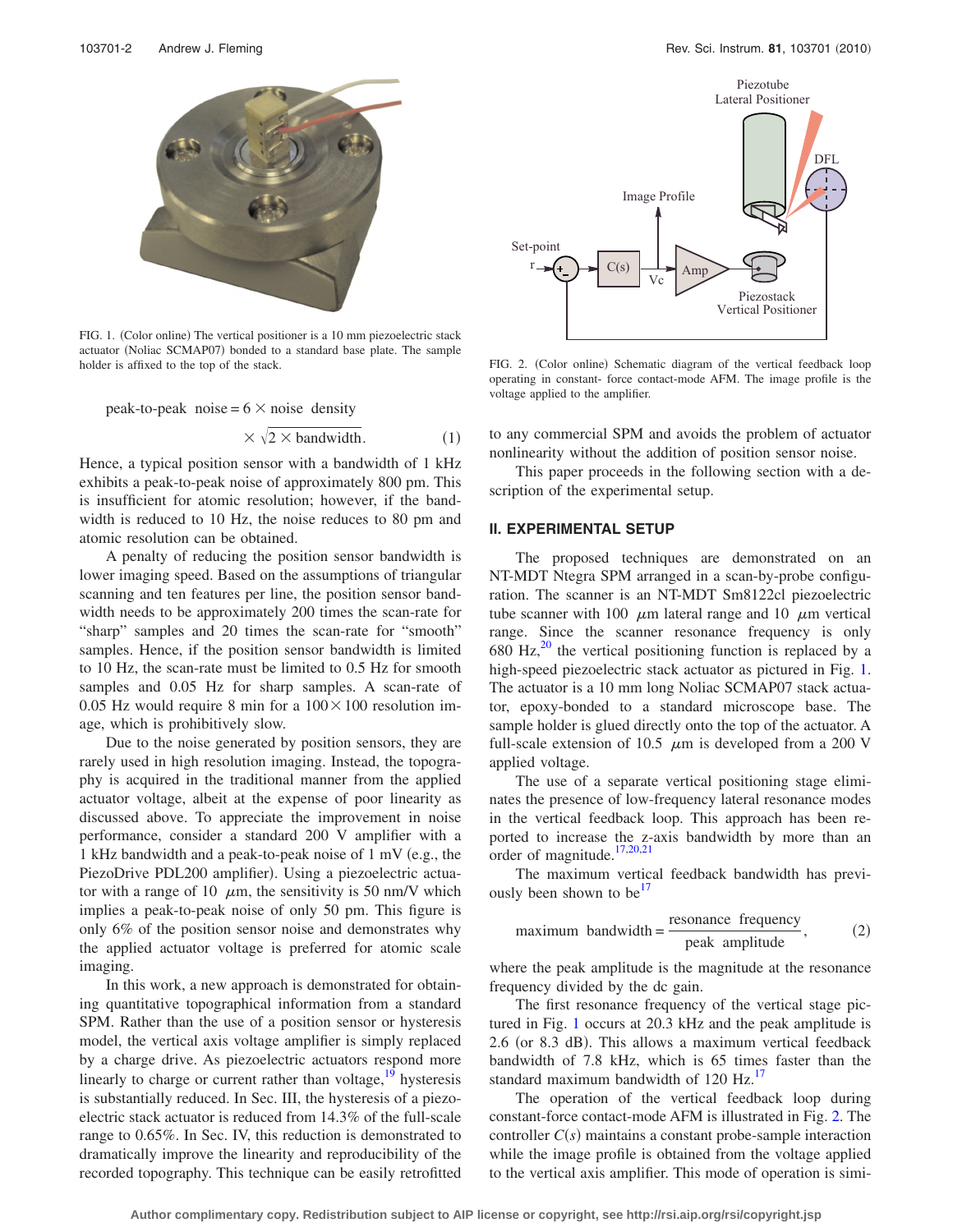FIG. 1. (Color online) The vertical positioner is a 10 mm piezoelectric stack actuator (Noliac SCMAP07) bonded to a standard base plate. The sample holder is affixed to the top of the stack.

$$\text{peak-to-peak noise} = 6 \times \text{noise density} \times \sqrt{2 \times \text{bandwidth}}. \quad (1)$$

Hence, a typical position sensor with a bandwidth of 1 kHz exhibits a peak-to-peak noise of approximately 800 pm. This is insufficient for atomic resolution; however, if the bandwidth is reduced to 10 Hz, the noise reduces to 80 pm and atomic resolution can be obtained.

A penalty of reducing the position sensor bandwidth is lower imaging speed. Based on the assumptions of triangular scanning and ten features per line, the position sensor bandwidth needs to be approximately 200 times the scan-rate for "sharp" samples and 20 times the scan-rate for "smooth" samples. Hence, if the position sensor bandwidth is limited to 10 Hz, the scan-rate must be limited to 0.5 Hz for smooth samples and 0.05 Hz for sharp samples. A scan-rate of 0.05 Hz would require 8 min for a $100 \times 100$ resolution image, which is prohibitively slow.

Due to the noise generated by position sensors, they are rarely used in high resolution imaging. Instead, the topography is acquired in the traditional manner from the applied actuator voltage, albeit at the expense of poor linearity as discussed above. To appreciate the improvement in noise performance, consider a standard 200 V amplifier with a 1 kHz bandwidth and a peak-to-peak noise of 1 mV (e.g., the PiezoDrive PDL200 amplifier). Using a piezoelectric actuator with a range of 10 $\mu$m, the sensitivity is 50 nm/V which implies a peak-to-peak noise of only 50 pm. This figure is only 6% of the position sensor noise and demonstrates why the applied actuator voltage is preferred for atomic scale imaging.

In this work, a new approach is demonstrated for obtaining quantitative topographical information from a standard SPM. Rather than the use of a position sensor or hysteresis model, the vertical axis voltage amplifier is simply replaced by a charge drive. As piezoelectric actuators respond more linearly to charge or current rather than voltage,[19] hysteresis is substantially reduced. In Sec. III, the hysteresis of a piezoelectric stack actuator is reduced from 14.3% of the full-scale range to 0.65%. In Sec. IV, this reduction is demonstrated to dramatically improve the linearity and reproducibility of the recorded topography. This technique can be easily retrofitted to any commercial SPM and avoids the problem of actuator nonlinearity without the addition of position sensor noise.

This paper proceeds in the following section with a description of the experimental setup.

FIG. 2. (Color online) Schematic diagram of the vertical feedback loop operating in constant- force contact-mode AFM. The image profile is the voltage applied to the amplifier.

## II. EXPERIMENTAL SETUP

The proposed techniques are demonstrated on an NT-MDT Ntegra SPM arranged in a scan-by-probe configuration. The scanner is an NT-MDT Sm8122cl piezoelectric tube scanner with 100 $\mu$m lateral range and 10 $\mu$m vertical range. Since the scanner resonance frequency is only 680 Hz,[20] the vertical positioning function is replaced by a high-speed piezoelectric stack actuator as pictured in Fig. 1. The actuator is a 10 mm long Noliac SCMAP07 stack actuator, epoxy-bonded to a standard microscope base. The sample holder is glued directly onto the top of the actuator. A full-scale extension of 10.5 $\mu$m is developed from a 200 V applied voltage.

The use of a separate vertical positioning stage eliminates the presence of low-frequency lateral resonance modes in the vertical feedback loop. This approach has been reported to increase the z-axis bandwidth by more than an order of magnitude.[17,20,21]

The maximum vertical feedback bandwidth has previously been shown to be[17]

$$\text{maximum bandwidth} = \frac{\text{resonance frequency}}{\text{peak amplitude}}, \quad (2)$$

where the peak amplitude is the magnitude at the resonance frequency divided by the dc gain.

The first resonance frequency of the vertical stage pictured in Fig. 1 occurs at 20.3 kHz and the peak amplitude is 2.6 (or 8.3 dB). This allows a maximum vertical feedback bandwidth of 7.8 kHz, which is 65 times faster than the standard maximum bandwidth of 120 Hz.[17]

The operation of the vertical feedback loop during constant-force contact-mode AFM is illustrated in Fig. 2. The controller $C(s)$ maintains a constant probe-sample interaction while the image profile is obtained from the voltage applied to the vertical axis amplifier. This mode of operation is simi-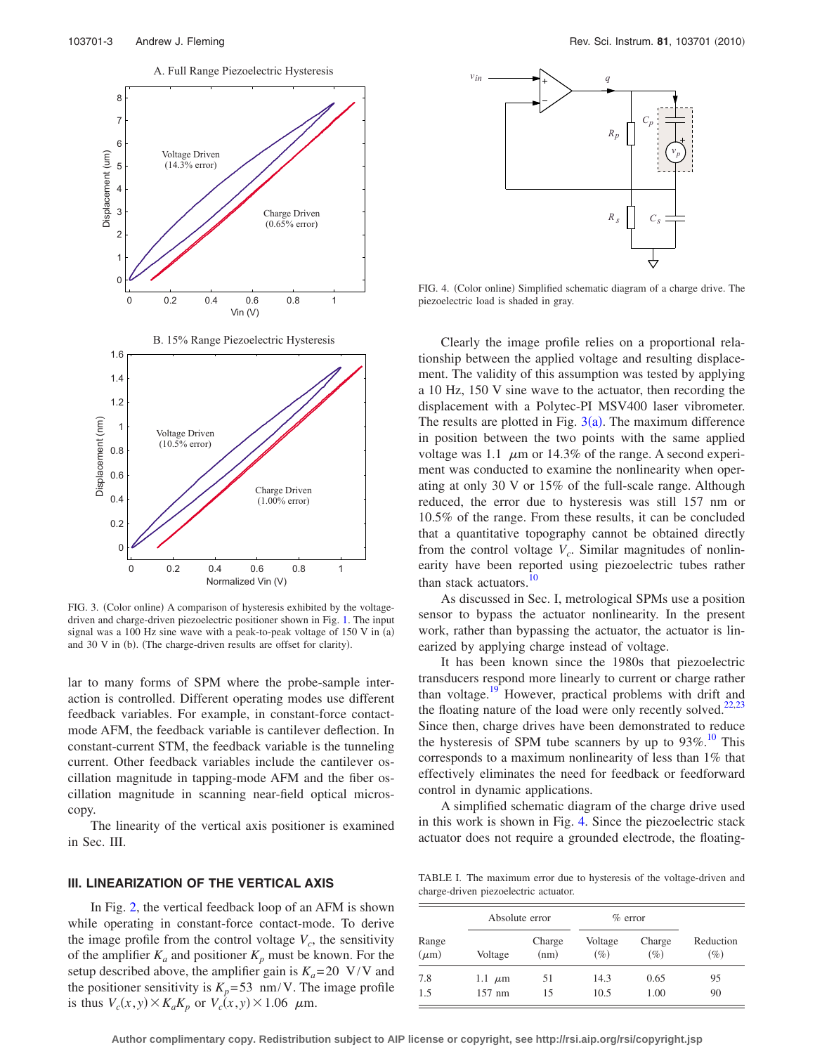FIG. 3. (Color online) A comparison of hysteresis exhibited by the voltage-driven and charge-driven piezoelectric positioner shown in Fig. 1. The input signal was a 100 Hz sine wave with a peak-to-peak voltage of 150 V in (a) and 30 V in (b). (The charge-driven results are offset for clarity).

lar to many forms of SPM where the probe-sample interaction is controlled. Different operating modes use different feedback variables. For example, in constant-force contact-mode AFM, the feedback variable is cantilever deflection. In constant-current STM, the feedback variable is the tunneling current. Other feedback variables include the cantilever oscillation magnitude in tapping-mode AFM and the fiber oscillation magnitude in scanning near-field optical microscopy.

The linearity of the vertical axis positioner is examined in Sec. III.

## III. LINEARIZATION OF THE VERTICAL AXIS

In Fig. 2, the vertical feedback loop of an AFM is shown while operating in constant-force contact-mode. To derive the image profile from the control voltage $V_c$, the sensitivity of the amplifier $K_a$ and positioner $K_p$ must be known. For the setup described above, the amplifier gain is $K_a = 20$ V/V and the positioner sensitivity is $K_p = 53$ nm/V. The image profile is thus $V_c(x,y) \times K_a K_p$ or $V_c(x,y) \times 1.06$ $\mu$m.

FIG. 4. (Color online) Simplified schematic diagram of a charge drive. The piezoelectric load is shaded in gray.

Clearly the image profile relies on a proportional relationship between the applied voltage and resulting displacement. The validity of this assumption was tested by applying a 10 Hz, 150 V sine wave to the actuator, then recording the displacement with a Polytec-PI MSV400 laser vibrometer. The results are plotted in Fig. 3(a). The maximum difference in position between the two points with the same applied voltage was 1.1 $\mu$m or 14.3% of the range. A second experiment was conducted to examine the nonlinearity when operating at only 30 V or 15% of the full-scale range. Although reduced, the error due to hysteresis was still 157 nm or 10.5% of the range. From these results, it can be concluded that a quantitative topography cannot be obtained directly from the control voltage $V_c$. Similar magnitudes of nonlinearity have been reported using piezoelectric tubes rather than stack actuators.[10]

As discussed in Sec. I, metrological SPMs use a position sensor to bypass the actuator nonlinearity. In the present work, rather than bypassing the actuator, the actuator is linearized by applying charge instead of voltage.

It has been known since the 1980s that piezoelectric transducers respond more linearly to current or charge rather than voltage.[19] However, practical problems with drift and the floating nature of the load were only recently solved.[22,23] Since then, charge drives have been demonstrated to reduce the hysteresis of SPM tube scanners by up to 93%.[10] This corresponds to a maximum nonlinearity of less than 1% that effectively eliminates the need for feedback or feedforward control in dynamic applications.

A simplified schematic diagram of the charge drive used in this work is shown in Fig. 4. Since the piezoelectric stack actuator does not require a grounded electrode, the floating-

TABLE I. The maximum error due to hysteresis of the voltage-driven and charge-driven piezoelectric actuator.

| Range ($\mu$m) | Absolute error: Voltage | Absolute error: Charge (nm) | % error: Voltage (%) | % error: Charge (%) | Reduction (%) |
|---|---|---|---|---|---|
| 7.8 | 1.1 $\mu$m | 51 | 14.3 | 0.65 | 95 |
| 1.5 | 157 nm | 15 | 10.5 | 1.00 | 90 |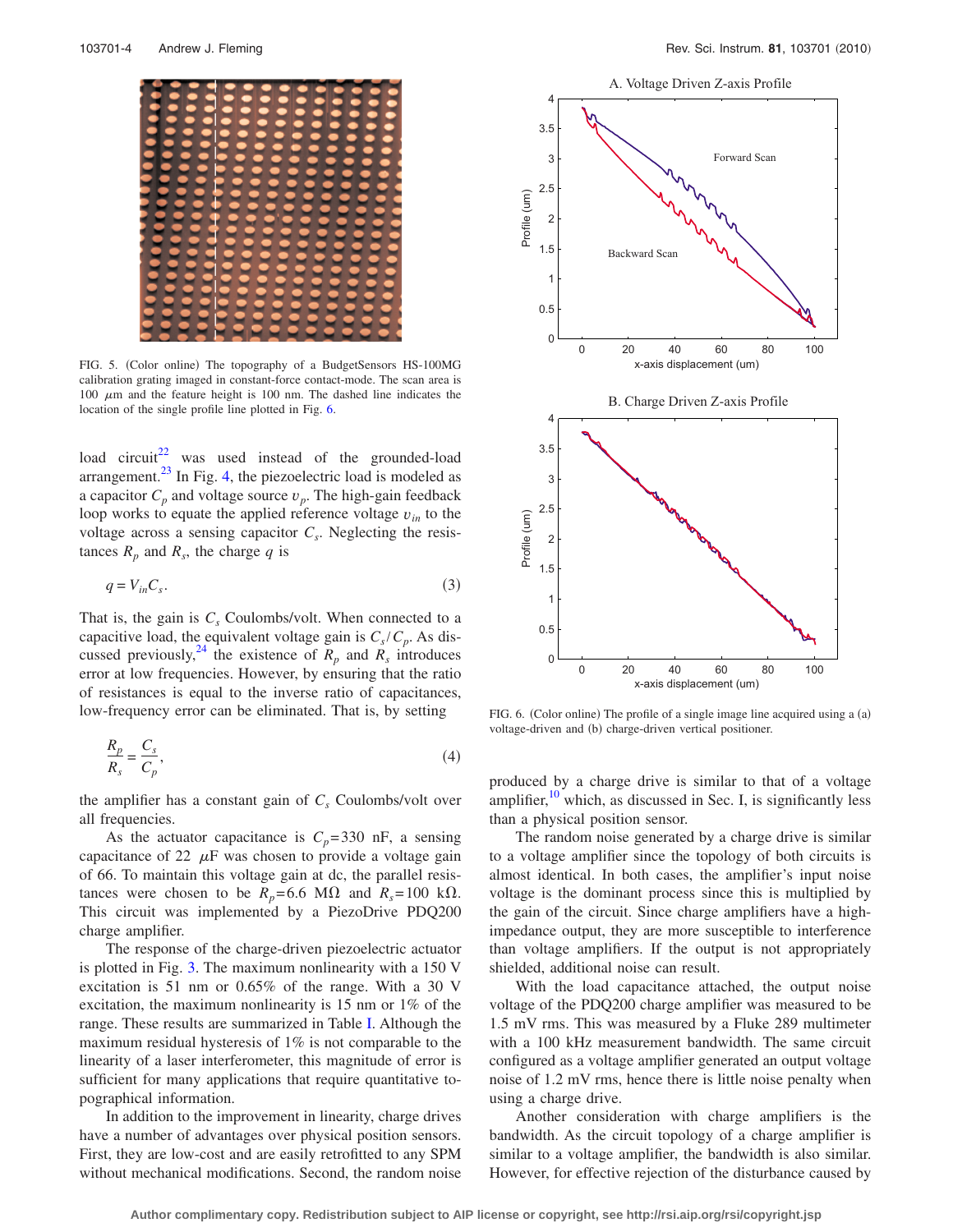FIG. 5. (Color online) The topography of a BudgetSensors HS-100MG calibration grating imaged in constant-force contact-mode. The scan area is 100 $\mu$m and the feature height is 100 nm. The dashed line indicates the location of the single profile line plotted in Fig. 6.

load circuit[22] was used instead of the grounded-load arrangement.[23] In Fig. 4, the piezoelectric load is modeled as a capacitor $C_p$ and voltage source $v_p$. The high-gain feedback loop works to equate the applied reference voltage $v_{in}$ to the voltage across a sensing capacitor $C_s$. Neglecting the resistances $R_p$ and $R_s$, the charge $q$ is

$$q = V_{in} C_s. \tag{3}$$

That is, the gain is $C_s$ Coulombs/volt. When connected to a capacitive load, the equivalent voltage gain is $C_s/C_p$. As discussed previously,[24] the existence of $R_p$ and $R_s$ introduces error at low frequencies. However, by ensuring that the ratio of resistances is equal to the inverse ratio of capacitances, low-frequency error can be eliminated. That is, by setting

$$\frac{R_p}{R_s} = \frac{C_s}{C_p}, \tag{4}$$

the amplifier has a constant gain of $C_s$ Coulombs/volt over all frequencies.

As the actuator capacitance is $C_p$=330 nF, a sensing capacitance of 22 $\mu$F was chosen to provide a voltage gain of 66. To maintain this voltage gain at dc, the parallel resistances were chosen to be $R_p$=6.6 M$\Omega$ and $R_s$=100 k$\Omega$. This circuit was implemented by a PiezoDrive PDQ200 charge amplifier.

The response of the charge-driven piezoelectric actuator is plotted in Fig. 3. The maximum nonlinearity with a 150 V excitation is 51 nm or 0.65% of the range. With a 30 V excitation, the maximum nonlinearity is 15 nm or 1% of the range. These results are summarized in Table I. Although the maximum residual hysteresis of 1% is not comparable to the linearity of a laser interferometer, this magnitude of error is sufficient for many applications that require quantitative topographical information.

In addition to the improvement in linearity, charge drives have a number of advantages over physical position sensors. First, they are low-cost and are easily retrofitted to any SPM without mechanical modifications. Second, the random noise produced by a charge drive is similar to that of a voltage amplifier,[10] which, as discussed in Sec. I, is significantly less than a physical position sensor.

FIG. 6. (Color online) The profile of a single image line acquired using a (a) voltage-driven and (b) charge-driven vertical positioner.

The random noise generated by a charge drive is similar to a voltage amplifier since the topology of both circuits is almost identical. In both cases, the amplifier's input noise voltage is the dominant process since this is multiplied by the gain of the circuit. Since charge amplifiers have a high-impedance output, they are more susceptible to interference than voltage amplifiers. If the output is not appropriately shielded, additional noise can result.

With the load capacitance attached, the output noise voltage of the PDQ200 charge amplifier was measured to be 1.5 mV rms. This was measured by a Fluke 289 multimeter with a 100 kHz measurement bandwidth. The same circuit configured as a voltage amplifier generated an output voltage noise of 1.2 mV rms, hence there is little noise penalty when using a charge drive.

Another consideration with charge amplifiers is the bandwidth. As the circuit topology of a charge amplifier is similar to a voltage amplifier, the bandwidth is also similar. However, for effective rejection of the disturbance caused by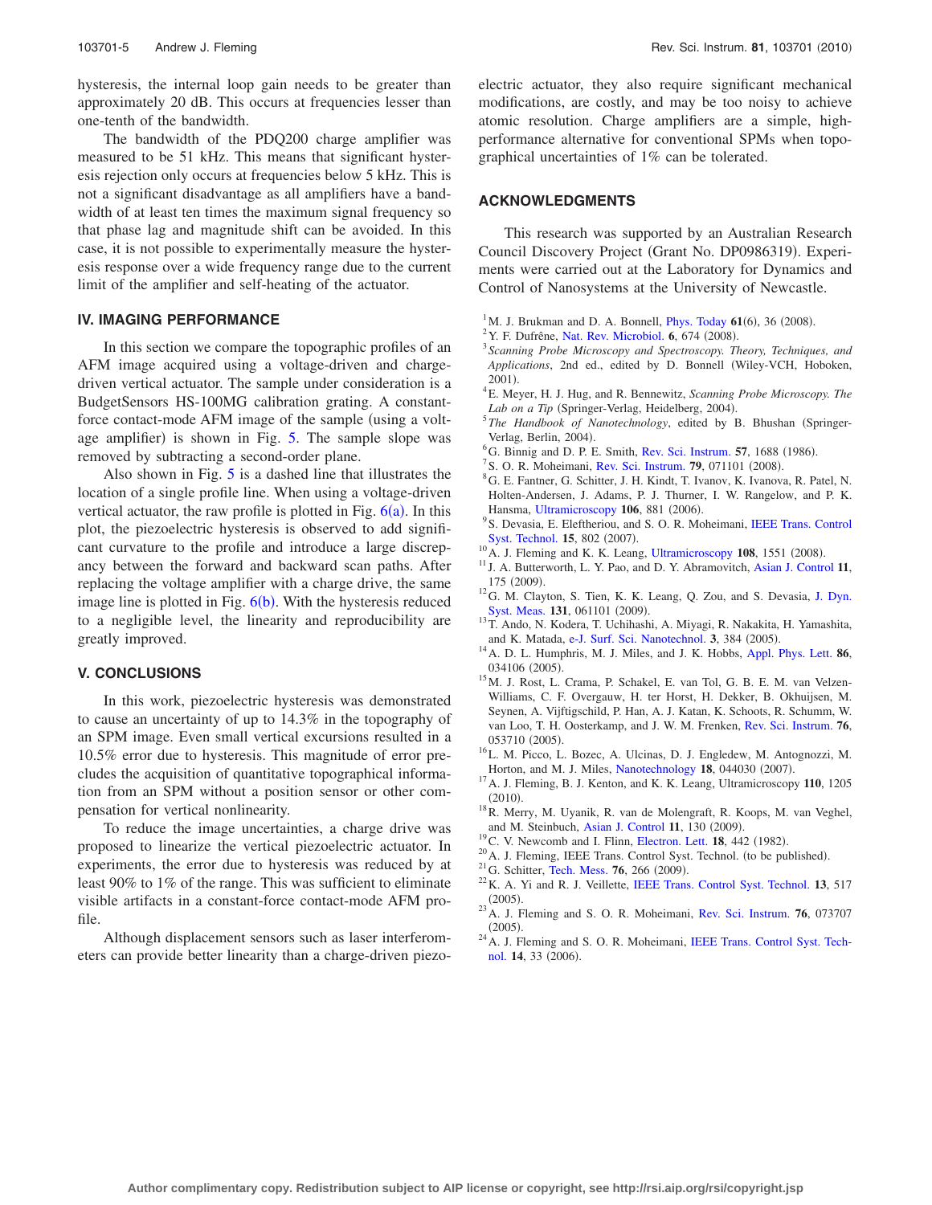hysteresis, the internal loop gain needs to be greater than approximately 20 dB. This occurs at frequencies lesser than one-tenth of the bandwidth.

The bandwidth of the PDQ200 charge amplifier was measured to be 51 kHz. This means that significant hysteresis rejection only occurs at frequencies below 5 kHz. This is not a significant disadvantage as all amplifiers have a bandwidth of at least ten times the maximum signal frequency so that phase lag and magnitude shift can be avoided. In this case, it is not possible to experimentally measure the hysteresis response over a wide frequency range due to the current limit of the amplifier and self-heating of the actuator.

## IV. IMAGING PERFORMANCE

In this section we compare the topographic profiles of an AFM image acquired using a voltage-driven and charge-driven vertical actuator. The sample under consideration is a BudgetSensors HS-100MG calibration grating. A constant-force contact-mode AFM image of the sample (using a voltage amplifier) is shown in Fig. 5. The sample slope was removed by subtracting a second-order plane.

Also shown in Fig. 5 is a dashed line that illustrates the location of a single profile line. When using a voltage-driven vertical actuator, the raw profile is plotted in Fig. 6(a). In this plot, the piezoelectric hysteresis is observed to add significant curvature to the profile and introduce a large discrepancy between the forward and backward scan paths. After replacing the voltage amplifier with a charge drive, the same image line is plotted in Fig. 6(b). With the hysteresis reduced to a negligible level, the linearity and reproducibility are greatly improved.

## V. CONCLUSIONS

In this work, piezoelectric hysteresis was demonstrated to cause an uncertainty of up to 14.3% in the topography of an SPM image. Even small vertical excursions resulted in a 10.5% error due to hysteresis. This magnitude of error precludes the acquisition of quantitative topographical information from an SPM without a position sensor or other compensation for vertical nonlinearity.

To reduce the image uncertainties, a charge drive was proposed to linearize the vertical piezoelectric actuator. In experiments, the error due to hysteresis was reduced by at least 90% to 1% of the range. This was sufficient to eliminate visible artifacts in a constant-force contact-mode AFM profile.

Although displacement sensors such as laser interferometers can provide better linearity than a charge-driven piezoelectric actuator, they also require significant mechanical modifications, are costly, and may be too noisy to achieve atomic resolution. Charge amplifiers are a simple, high-performance alternative for conventional SPMs when topographical uncertainties of 1% can be tolerated.

## ACKNOWLEDGMENTS

This research was supported by an Australian Research Council Discovery Project (Grant No. DP0986319). Experiments were carried out at the Laboratory for Dynamics and Control of Nanosystems at the University of Newcastle.

[1] M. J. Brukman and D. A. Bonnell, Phys. Today **61**(6), 36 (2008).
[2] Y. F. Dufrêne, Nat. Rev. Microbiol. **6**, 674 (2008).
[3] *Scanning Probe Microscopy and Spectroscopy. Theory, Techniques, and Applications*, 2nd ed., edited by D. Bonnell (Wiley-VCH, Hoboken, 2001).
[4] E. Meyer, H. J. Hug, and R. Bennewitz, *Scanning Probe Microscopy. The Lab on a Tip* (Springer-Verlag, Heidelberg, 2004).
[5] *The Handbook of Nanotechnology*, edited by B. Bhushan (Springer-Verlag, Berlin, 2004).
[6] G. Binnig and D. P. E. Smith, Rev. Sci. Instrum. **57**, 1688 (1986).
[7] S. O. R. Moheimani, Rev. Sci. Instrum. **79**, 071101 (2008).
[8] G. E. Fantner, G. Schitter, J. H. Kindt, T. Ivanov, K. Ivanova, R. Patel, N. Holten-Andersen, J. Adams, P. J. Thurner, I. W. Rangelow, and P. K. Hansma, Ultramicroscopy **106**, 881 (2006).
[9] S. Devasia, E. Eleftheriou, and S. O. R. Moheimani, IEEE Trans. Control Syst. Technol. **15**, 802 (2007).
[10] A. J. Fleming and K. K. Leang, Ultramicroscopy **108**, 1551 (2008).
[11] J. A. Butterworth, L. Y. Pao, and D. Y. Abramovitch, Asian J. Control **11**, 175 (2009).
[12] G. M. Clayton, S. Tien, K. K. Leang, Q. Zou, and S. Devasia, J. Dyn. Syst. Meas. **131**, 061101 (2009).
[13] T. Ando, N. Kodera, T. Uchihashi, A. Miyagi, R. Nakakita, H. Yamashita, and K. Matada, e-J. Surf. Sci. Nanotechnol. **3**, 384 (2005).
[14] A. D. L. Humphris, M. J. Miles, and J. K. Hobbs, Appl. Phys. Lett. **86**, 034106 (2005).
[15] M. J. Rost, L. Crama, P. Schakel, E. van Tol, G. B. E. M. van Velzen-Williams, C. F. Overgauw, H. ter Horst, H. Dekker, B. Okhuijsen, M. Seynen, A. Vijftigschild, P. Han, A. J. Katan, K. Schoots, R. Schumm, W. van Loo, T. H. Oosterkamp, and J. W. M. Frenken, Rev. Sci. Instrum. **76**, 053710 (2005).
[16] L. M. Picco, L. Bozec, A. Ulcinas, D. J. Engledew, M. Antognozzi, M. Horton, and M. J. Miles, Nanotechnology **18**, 044030 (2007).
[17] A. J. Fleming, B. J. Kenton, and K. K. Leang, Ultramicroscopy **110**, 1205 (2010).
[18] R. Merry, M. Uyanik, R. van de Molengraft, R. Koops, M. van Veghel, and M. Steinbuch, Asian J. Control **11**, 130 (2009).
[19] C. V. Newcomb and I. Flinn, Electron. Lett. **18**, 442 (1982).
[20] A. J. Fleming, IEEE Trans. Control Syst. Technol. (to be published).
[21] G. Schitter, Tech. Mess. **76**, 266 (2009).
[22] K. A. Yi and R. J. Veillette, IEEE Trans. Control Syst. Technol. **13**, 517 (2005).
[23] A. J. Fleming and S. O. R. Moheimani, Rev. Sci. Instrum. **76**, 073707 (2005).
[24] A. J. Fleming and S. O. R. Moheimani, IEEE Trans. Control Syst. Technol. **14**, 33 (2006).